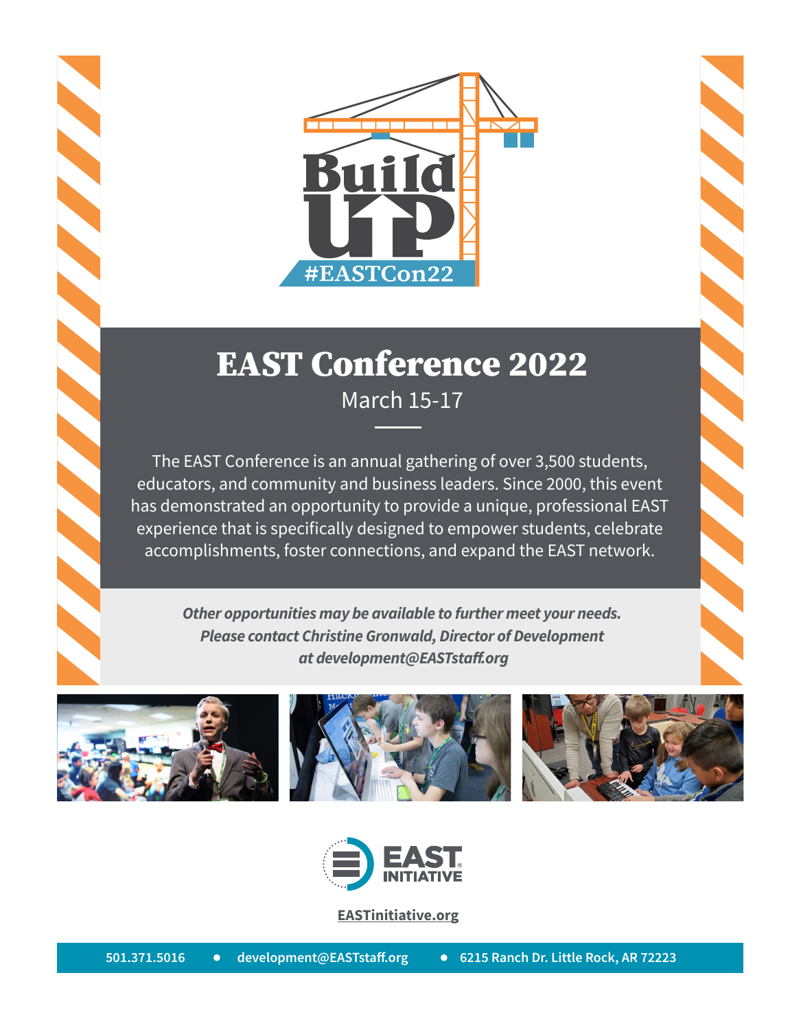# Build UP

#EASTCon22

## EAST Conference 2022

March 15-17

The EAST Conference is an annual gathering of over 3,500 students, educators, and community and business leaders. Since 2000, this event has demonstrated an opportunity to provide a unique, professional EAST experience that is specifically designed to empower students, celebrate accomplishments, foster connections, and expand the EAST network.

***Other opportunities may be available to further meet your needs. Please contact Christine Gronwald, Director of Development at development@EASTstaff.org***

EAST INITIATIVE

**EASTinitiative.org**

501.371.5016 • development@EASTstaff.org • 6215 Ranch Dr. Little Rock, AR 72223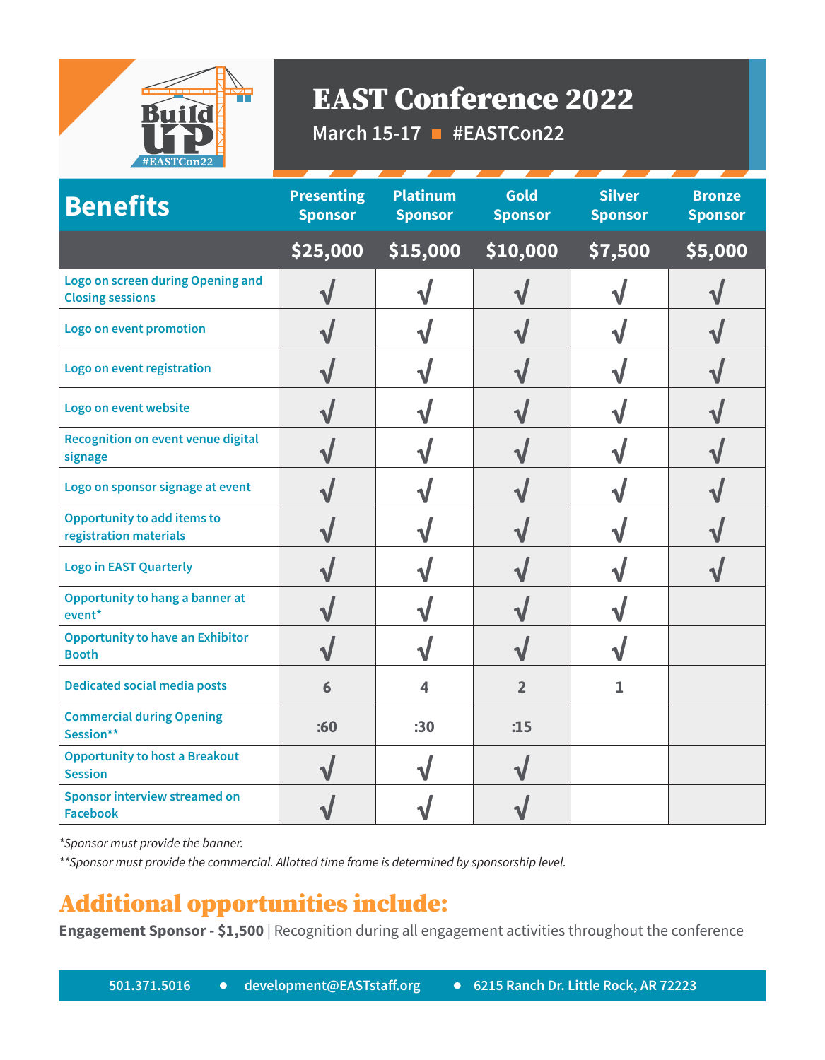# EAST Conference 2022

March 15-17 ■ #EASTCon22

| Benefits | Presenting Sponsor | Platinum Sponsor | Gold Sponsor | Silver Sponsor | Bronze Sponsor |
| --- | --- | --- | --- | --- | --- |
| | $25,000 | $15,000 | $10,000 | $7,500 | $5,000 |
| Logo on screen during Opening and Closing sessions | √ | √ | √ | √ | √ |
| Logo on event promotion | √ | √ | √ | √ | √ |
| Logo on event registration | √ | √ | √ | √ | √ |
| Logo on event website | √ | √ | √ | √ | √ |
| Recognition on event venue digital signage | √ | √ | √ | √ | √ |
| Logo on sponsor signage at event | √ | √ | √ | √ | √ |
| Opportunity to add items to registration materials | √ | √ | √ | √ | √ |
| Logo in EAST Quarterly | √ | √ | √ | √ | √ |
| Opportunity to hang a banner at event* | √ | √ | √ | √ | |
| Opportunity to have an Exhibitor Booth | √ | √ | √ | √ | |
| Dedicated social media posts | 6 | 4 | 2 | 1 | |
| Commercial during Opening Session** | :60 | :30 | :15 | | |
| Opportunity to host a Breakout Session | √ | √ | √ | | |
| Sponsor interview streamed on Facebook | √ | √ | √ | | |

*\*Sponsor must provide the banner.*

*\*\*Sponsor must provide the commercial. Allotted time frame is determined by sponsorship level.*

## Additional opportunities include:

**Engagement Sponsor - $1,500** | Recognition during all engagement activities throughout the conference

501.371.5016 • development@EASTstaff.org • 6215 Ranch Dr. Little Rock, AR 72223